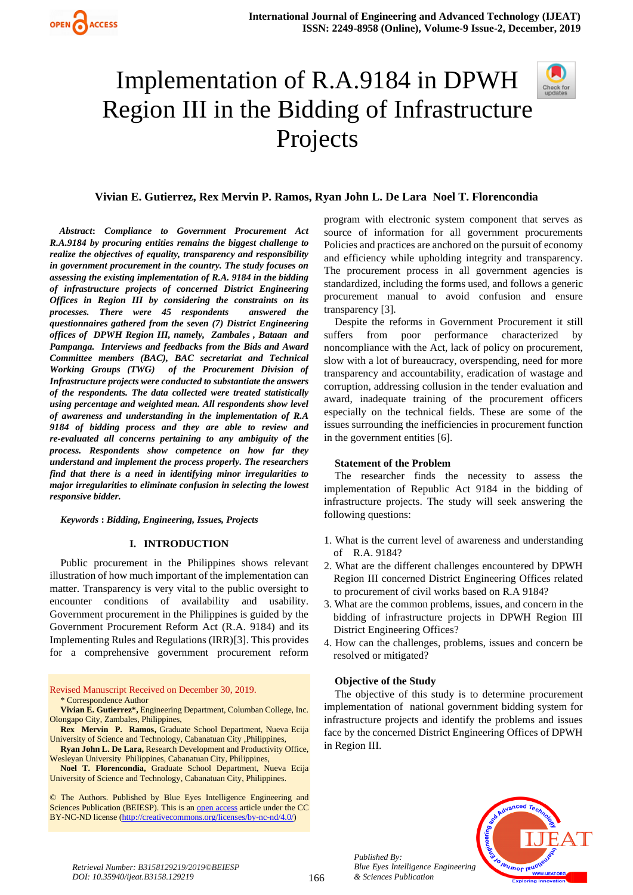# Implementation of R.A.9184 in DPWH Region III in the Bidding of Infrastructure Projects

**Vivian E. Gutierrez, Rex Mervin P. Ramos, Ryan John L. De Lara Noel T. Florencondia**

***Abstract*: Compliance to Government Procurement Act R.A.9184 by procuring entities remains the biggest challenge to realize the objectives of equality, transparency and responsibility in government procurement in the country. The study focuses on assessing the existing implementation of R.A. 9184 in the bidding of infrastructure projects of concerned District Engineering Offices in Region III by considering the constraints on its processes. There were 45 respondents answered the questionnaires gathered from the seven (7) District Engineering offices of DPWH Region III, namely, Zambales , Bataan and Pampanga. Interviews and feedbacks from the Bids and Award Committee members (BAC), BAC secretariat and Technical Working Groups (TWG) of the Procurement Division of Infrastructure projects were conducted to substantiate the answers of the respondents. The data collected were treated statistically using percentage and weighted mean. All respondents show level of awareness and understanding in the implementation of R.A 9184 of bidding process and they are able to review and re-evaluated all concerns pertaining to any ambiguity of the process. Respondents show competence on how far they understand and implement the process properly. The researchers find that there is a need in identifying minor irregularities to major irregularities to eliminate confusion in selecting the lowest responsive bidder.***

***Keywords* : *Bidding, Engineering, Issues, Projects***

## I. INTRODUCTION

Public procurement in the Philippines shows relevant illustration of how much important of the implementation can matter. Transparency is very vital to the public oversight to encounter conditions of availability and usability. Government procurement in the Philippines is guided by the Government Procurement Reform Act (R.A. 9184) and its Implementing Rules and Regulations (IRR)[3]. This provides for a comprehensive government procurement reform program with electronic system component that serves as source of information for all government procurements Policies and practices are anchored on the pursuit of economy and efficiency while upholding integrity and transparency. The procurement process in all government agencies is standardized, including the forms used, and follows a generic procurement manual to avoid confusion and ensure transparency [3].

Despite the reforms in Government Procurement it still suffers from poor performance characterized by noncompliance with the Act, lack of policy on procurement, slow with a lot of bureaucracy, overspending, need for more transparency and accountability, eradication of wastage and corruption, addressing collusion in the tender evaluation and award, inadequate training of the procurement officers especially on the technical fields. These are some of the issues surrounding the inefficiencies in procurement function in the government entities [6].

### Statement of the Problem

The researcher finds the necessity to assess the implementation of Republic Act 9184 in the bidding of infrastructure projects. The study will seek answering the following questions:

1. What is the current level of awareness and understanding of R.A. 9184?
2. What are the different challenges encountered by DPWH Region III concerned District Engineering Offices related to procurement of civil works based on R.A 9184?
3. What are the common problems, issues, and concern in the bidding of infrastructure projects in DPWH Region III District Engineering Offices?
4. How can the challenges, problems, issues and concern be resolved or mitigated?

### Objective of the Study

The objective of this study is to determine procurement implementation of national government bidding system for infrastructure projects and identify the problems and issues face by the concerned District Engineering Offices of DPWH in Region III.

Revised Manuscript Received on December 30, 2019.

\* Correspondence Author

**Vivian E. Gutierrez\***, Engineering Department, Columban College, Inc. Olongapo City, Zambales, Philippines,

**Rex Mervin P. Ramos,** Graduate School Department, Nueva Ecija University of Science and Technology, Cabanatuan City ,Philippines,

**Ryan John L. De Lara**, Research Development and Productivity Office, Wesleyan University Philippines, Cabanatuan City, Philippines,

**Noel T. Florencondia,** Graduate School Department, Nueva Ecija University of Science and Technology, Cabanatuan City, Philippines.

© The Authors. Published by Blue Eyes Intelligence Engineering and Sciences Publication (BEIESP). This is an open access article under the CC BY-NC-ND license (http://creativecommons.org/licenses/by-nc-nd/4.0/)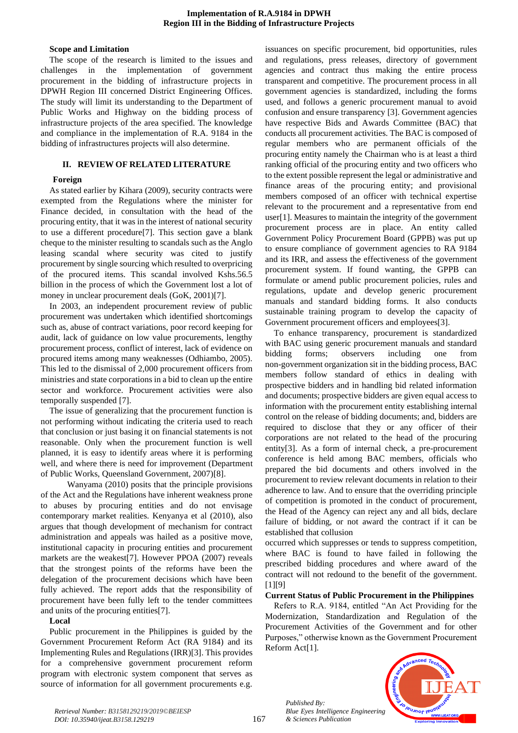### Scope and Limitation

The scope of the research is limited to the issues and challenges in the implementation of government procurement in the bidding of infrastructure projects in DPWH Region III concerned District Engineering Offices. The study will limit its understanding to the Department of Public Works and Highway on the bidding process of infrastructure projects of the area specified. The knowledge and compliance in the implementation of R.A. 9184 in the bidding of infrastructures projects will also determine.

## II. REVIEW OF RELATED LITERATURE

### Foreign

As stated earlier by Kihara (2009), security contracts were exempted from the Regulations where the minister for Finance decided, in consultation with the head of the procuring entity, that it was in the interest of national security to use a different procedure[7]. This section gave a blank cheque to the minister resulting to scandals such as the Anglo leasing scandal where security was cited to justify procurement by single sourcing which resulted to overpricing of the procured items. This scandal involved Kshs.56.5 billion in the process of which the Government lost a lot of money in unclear procurement deals (GoK, 2001)[7].

In 2003, an independent procurement review of public procurement was undertaken which identified shortcomings such as, abuse of contract variations, poor record keeping for audit, lack of guidance on low value procurements, lengthy procurement process, conflict of interest, lack of evidence on procured items among many weaknesses (Odhiambo, 2005). This led to the dismissal of 2,000 procurement officers from ministries and state corporations in a bid to clean up the entire sector and workforce. Procurement activities were also temporally suspended [7].

The issue of generalizing that the procurement function is not performing without indicating the criteria used to reach that conclusion or just basing it on financial statements is not reasonable. Only when the procurement function is well planned, it is easy to identify areas where it is performing well, and where there is need for improvement (Department of Public Works, Queensland Government, 2007)[8].

Wanyama (2010) posits that the principle provisions of the Act and the Regulations have inherent weakness prone to abuses by procuring entities and do not envisage contemporary market realities. Kenyanya et al (2010), also argues that though development of mechanism for contract administration and appeals was hailed as a positive move, institutional capacity in procuring entities and procurement markets are the weakest[7]. However PPOA (2007) reveals that the strongest points of the reforms have been the delegation of the procurement decisions which have been fully achieved. The report adds that the responsibility of procurement have been fully left to the tender committees and units of the procuring entities[7].

### Local

Public procurement in the Philippines is guided by the Government Procurement Reform Act (RA 9184) and its Implementing Rules and Regulations (IRR)[3]. This provides for a comprehensive government procurement reform program with electronic system component that serves as source of information for all government procurements e.g. issuances on specific procurement, bid opportunities, rules and regulations, press releases, directory of government agencies and contract thus making the entire process transparent and competitive. The procurement process in all government agencies is standardized, including the forms used, and follows a generic procurement manual to avoid confusion and ensure transparency [3]. Government agencies have respective Bids and Awards Committee (BAC) that conducts all procurement activities. The BAC is composed of regular members who are permanent officials of the procuring entity namely the Chairman who is at least a third ranking official of the procuring entity and two officers who to the extent possible represent the legal or administrative and finance areas of the procuring entity; and provisional members composed of an officer with technical expertise relevant to the procurement and a representative from end user[1]. Measures to maintain the integrity of the government procurement process are in place. An entity called Government Policy Procurement Board (GPPB) was put up to ensure compliance of government agencies to RA 9184 and its IRR, and assess the effectiveness of the government procurement system. If found wanting, the GPPB can formulate or amend public procurement policies, rules and regulations, update and develop generic procurement manuals and standard bidding forms. It also conducts sustainable training program to develop the capacity of Government procurement officers and employees[3].

To enhance transparency, procurement is standardized with BAC using generic procurement manuals and standard bidding forms; observers including one from non-government organization sit in the bidding process, BAC members follow standard of ethics in dealing with prospective bidders and in handling bid related information and documents; prospective bidders are given equal access to information with the procurement entity establishing internal control on the release of bidding documents; and, bidders are required to disclose that they or any officer of their corporations are not related to the head of the procuring entity[3]. As a form of internal check, a pre-procurement conference is held among BAC members, officials who prepared the bid documents and others involved in the procurement to review relevant documents in relation to their adherence to law. And to ensure that the overriding principle of competition is promoted in the conduct of procurement, the Head of the Agency can reject any and all bids, declare failure of bidding, or not award the contract if it can be established that collusion occurred which suppresses or tends to suppress competition, where BAC is found to have failed in following the prescribed bidding procedures and where award of the contract will not redound to the benefit of the government. [1][9]

### Current Status of Public Procurement in the Philippines

Refers to R.A. 9184, entitled "An Act Providing for the Modernization, Standardization and Regulation of the Procurement Activities of the Government and for other Purposes," otherwise known as the Government Procurement Reform Act[1].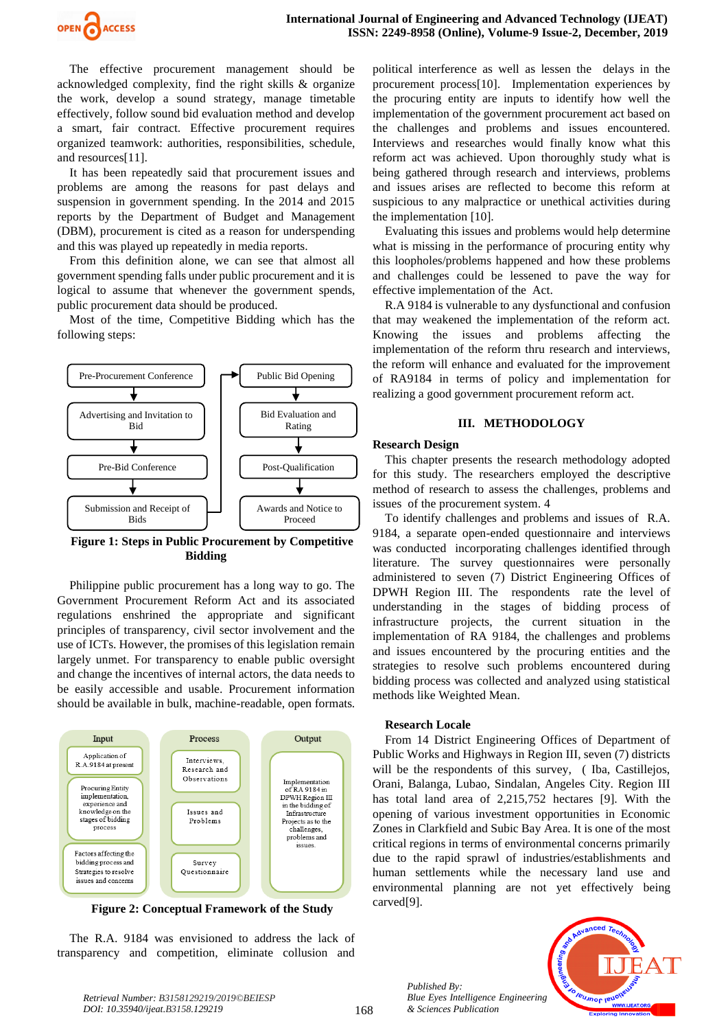The effective procurement management should be acknowledged complexity, find the right skills & organize the work, develop a sound strategy, manage timetable effectively, follow sound bid evaluation method and develop a smart, fair contract. Effective procurement requires organized teamwork: authorities, responsibilities, schedule, and resources[11].

It has been repeatedly said that procurement issues and problems are among the reasons for past delays and suspension in government spending. In the 2014 and 2015 reports by the Department of Budget and Management (DBM), procurement is cited as a reason for underspending and this was played up repeatedly in media reports.

From this definition alone, we can see that almost all government spending falls under public procurement and it is logical to assume that whenever the government spends, public procurement data should be produced.

Most of the time, Competitive Bidding which has the following steps:

Pre-Procurement Conference → Advertising and Invitation to Bid → Pre-Bid Conference → Submission and Receipt of Bids → Public Bid Opening → Bid Evaluation and Rating → Post-Qualification → Awards and Notice to Proceed

**Figure 1: Steps in Public Procurement by Competitive Bidding**

Philippine public procurement has a long way to go. The Government Procurement Reform Act and its associated regulations enshrined the appropriate and significant principles of transparency, civil sector involvement and the use of ICTs. However, the promises of this legislation remain largely unmet. For transparency to enable public oversight and change the incentives of internal actors, the data needs to be easily accessible and usable. Procurement information should be available in bulk, machine-readable, open formats.

| Input | Process | Output |
|---|---|---|
| Application of R.A 9184 at present | Interviews, Research and Observations | Implementation of RA 9184 in DPWH Region III in the bidding of Infrastructure Projects as to the challenges, problems and issues. |
| Procuring Entity implementation, experience and knowledge on the stages of bidding process | Issues and Problems | |
| Factors affecting the bidding process and Strategies to resolve issues and concerns | Survey Questionnaire | |

**Figure 2: Conceptual Framework of the Study**

The R.A. 9184 was envisioned to address the lack of transparency and competition, eliminate collusion and political interference as well as lessen the delays in the procurement process[10]. Implementation experiences by the procuring entity are inputs to identify how well the implementation of the government procurement act based on the challenges and problems and issues encountered. Interviews and researches would finally know what this reform act was achieved. Upon thoroughly study what is being gathered through research and interviews, problems and issues arises are reflected to become this reform at suspicious to any malpractice or unethical activities during the implementation [10].

Evaluating this issues and problems would help determine what is missing in the performance of procuring entity why this loopholes/problems happened and how these problems and challenges could be lessened to pave the way for effective implementation of the Act.

R.A 9184 is vulnerable to any dysfunctional and confusion that may weakened the implementation of the reform act. Knowing the issues and problems affecting the implementation of the reform thru research and interviews, the reform will enhance and evaluated for the improvement of RA9184 in terms of policy and implementation for realizing a good government procurement reform act.

## III. METHODOLOGY

### Research Design

This chapter presents the research methodology adopted for this study. The researchers employed the descriptive method of research to assess the challenges, problems and issues of the procurement system. 4

To identify challenges and problems and issues of R.A. 9184, a separate open-ended questionnaire and interviews was conducted incorporating challenges identified through literature. The survey questionnaires were personally administered to seven (7) District Engineering Offices of DPWH Region III. The respondents rate the level of understanding in the stages of bidding process of infrastructure projects, the current situation in the implementation of RA 9184, the challenges and problems and issues encountered by the procuring entities and the strategies to resolve such problems encountered during bidding process was collected and analyzed using statistical methods like Weighted Mean.

### Research Locale

From 14 District Engineering Offices of Department of Public Works and Highways in Region III, seven (7) districts will be the respondents of this survey, ( Iba, Castillejos, Orani, Balanga, Lubao, Sindalan, Angeles City. Region III has total land area of 2,215,752 hectares [9]. With the opening of various investment opportunities in Economic Zones in Clarkfield and Subic Bay Area. It is one of the most critical regions in terms of environmental concerns primarily due to the rapid sprawl of industries/establishments and human settlements while the necessary land use and environmental planning are not yet effectively being carved[9].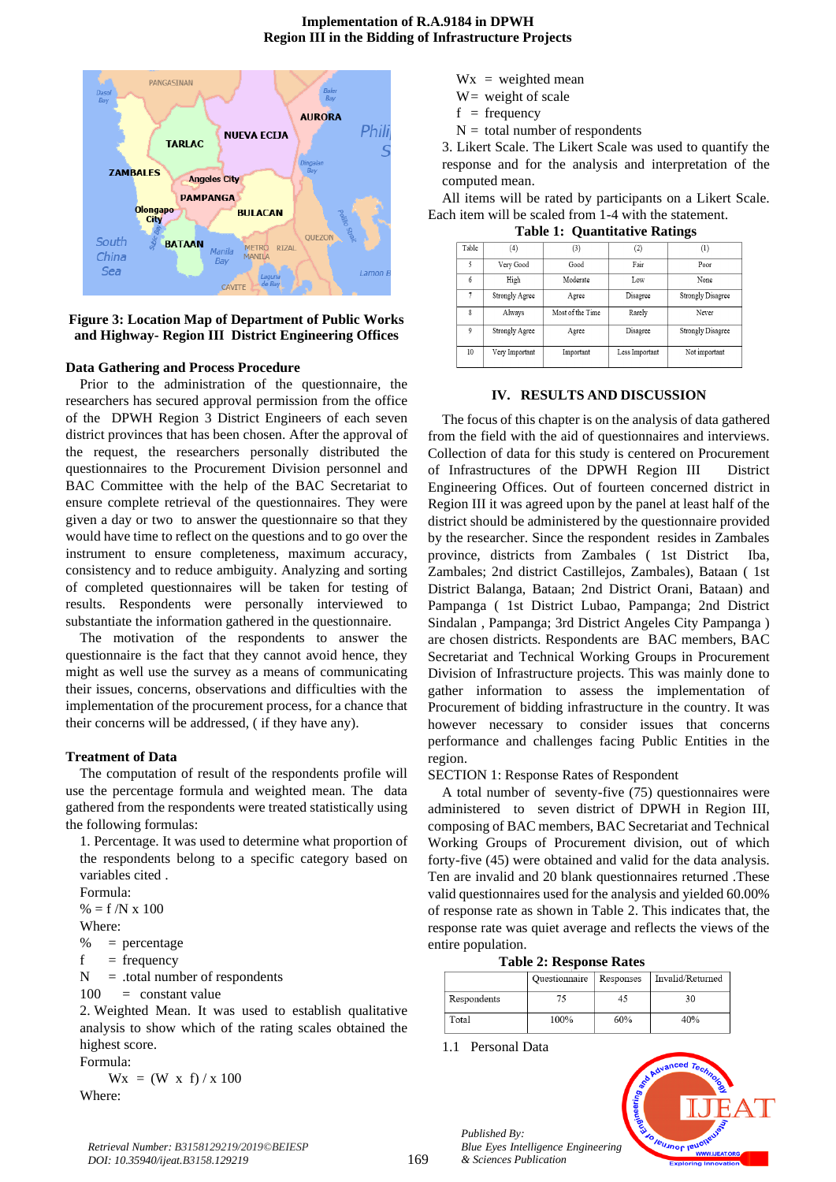**Figure 3: Location Map of Department of Public Works and Highway- Region III District Engineering Offices**

### Data Gathering and Process Procedure

Prior to the administration of the questionnaire, the researchers has secured approval permission from the office of the DPWH Region 3 District Engineers of each seven district provinces that has been chosen. After the approval of the request, the researchers personally distributed the questionnaires to the Procurement Division personnel and BAC Committee with the help of the BAC Secretariat to ensure complete retrieval of the questionnaires. They were given a day or two to answer the questionnaire so that they would have time to reflect on the questions and to go over the instrument to ensure completeness, maximum accuracy, consistency and to reduce ambiguity. Analyzing and sorting of completed questionnaires will be taken for testing of results. Respondents were personally interviewed to substantiate the information gathered in the questionnaire.

The motivation of the respondents to answer the questionnaire is the fact that they cannot avoid hence, they might as well use the survey as a means of communicating their issues, concerns, observations and difficulties with the implementation of the procurement process, for a chance that their concerns will be addressed, ( if they have any).

### Treatment of Data

The computation of result of the respondents profile will use the percentage formula and weighted mean. The data gathered from the respondents were treated statistically using the following formulas:

1. Percentage. It was used to determine what proportion of the respondents belong to a specific category based on variables cited .

Formula:

$\% = f / N \times 100$

Where:

% = percentage

f = frequency

N = .total number of respondents

100 = constant value

2. Weighted Mean. It was used to establish qualitative analysis to show which of the rating scales obtained the highest score.

Formula:

$Wx = (W \times f) / x\ 100$

Where:

Wx = weighted mean

W= weight of scale

f = frequency

N = total number of respondents

3. Likert Scale. The Likert Scale was used to quantify the response and for the analysis and interpretation of the computed mean.

All items will be rated by participants on a Likert Scale. Each item will be scaled from 1-4 with the statement.

**Table 1: Quantitative Ratings**

| Table | (4) | (3) | (2) | (1) |
|---|---|---|---|---|
| 5 | Very Good | Good | Fair | Poor |
| 6 | High | Moderate | Low | None |
| 7 | Strongly Agree | Agree | Disagree | Strongly Disagree |
| 8 | Always | Most of the Time | Rarely | Never |
| 9 | Strongly Agree | Agree | Disagree | Strongly Disagree |
| 10 | Very Important | Important | Less Important | Not important |

## IV. RESULTS AND DISCUSSION

The focus of this chapter is on the analysis of data gathered from the field with the aid of questionnaires and interviews. Collection of data for this study is centered on Procurement of Infrastructures of the DPWH Region III District Engineering Offices. Out of fourteen concerned district in Region III it was agreed upon by the panel at least half of the district should be administered by the questionnaire provided by the researcher. Since the respondent resides in Zambales province, districts from Zambales ( 1st District Iba, Zambales; 2nd district Castillejos, Zambales), Bataan ( 1st District Balanga, Bataan; 2nd District Orani, Bataan) and Pampanga ( 1st District Lubao, Pampanga; 2nd District Sindalan , Pampanga; 3rd District Angeles City Pampanga ) are chosen districts. Respondents are BAC members, BAC Secretariat and Technical Working Groups in Procurement Division of Infrastructure projects. This was mainly done to gather information to assess the implementation of Procurement of bidding infrastructure in the country. It was however necessary to consider issues that concerns performance and challenges facing Public Entities in the region.

SECTION 1: Response Rates of Respondent

A total number of seventy-five (75) questionnaires were administered to seven district of DPWH in Region III, composing of BAC members, BAC Secretariat and Technical Working Groups of Procurement division, out of which forty-five (45) were obtained and valid for the data analysis. Ten are invalid and 20 blank questionnaires returned .These valid questionnaires used for the analysis and yielded 60.00% of response rate as shown in Table 2. This indicates that, the response rate was quiet average and reflects the views of the entire population.

**Table 2: Response Rates**

| | Questionnaire | Responses | Invalid/Returned |
|---|---|---|---|
| Respondents | 75 | 45 | 30 |
| Total | 100% | 60% | 40% |

1.1 Personal Data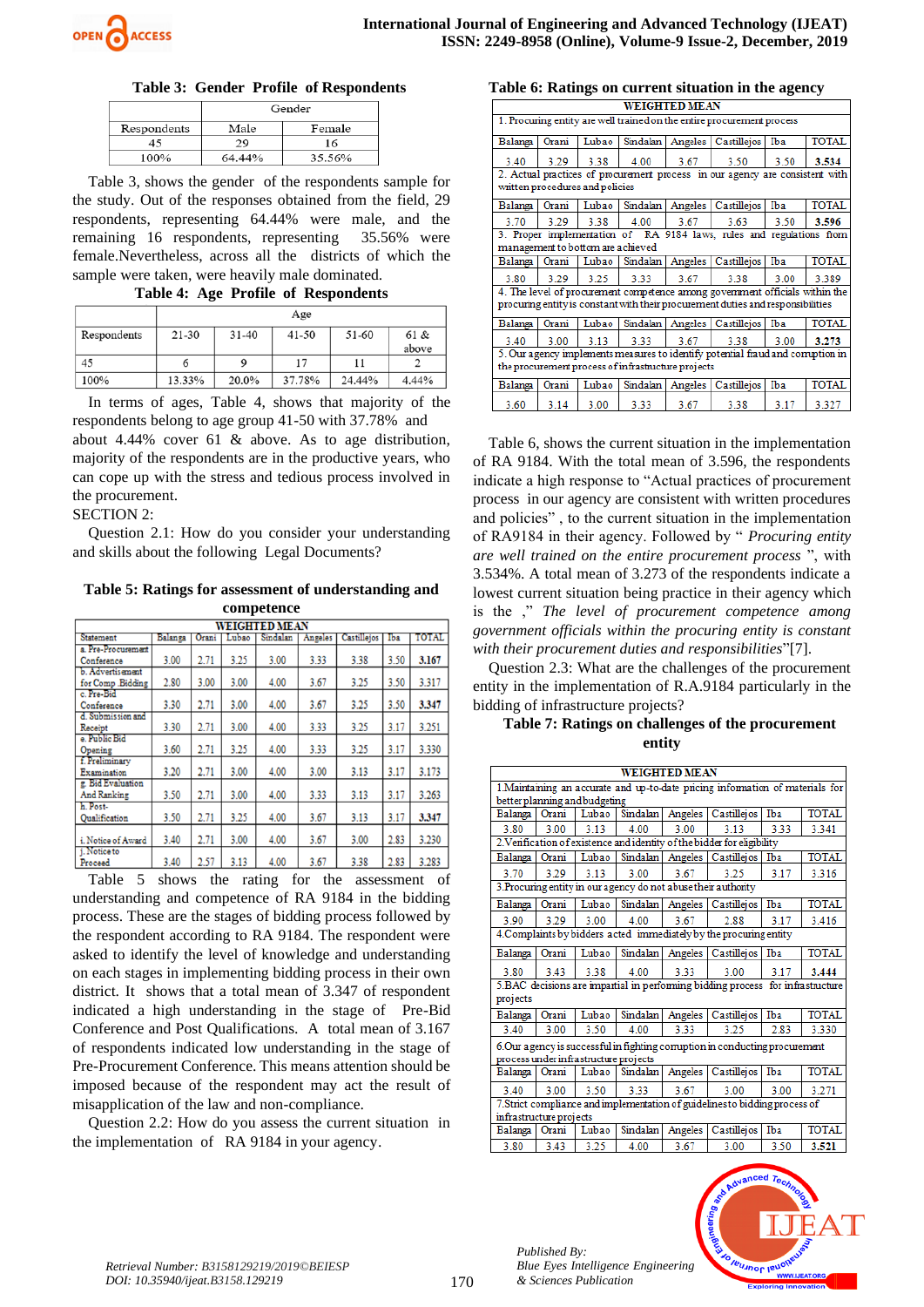**Table 3: Gender Profile of Respondents**

| Respondents | Gender | |
|---|---|---|
| | Male | Female |
| 45 | 29 | 16 |
| 100% | 64.44% | 35.56% |

Table 3, shows the gender of the respondents sample for the study. Out of the responses obtained from the field, 29 respondents, representing 64.44% were male, and the remaining 16 respondents, representing 35.56% were female.Nevertheless, across all the districts of which the sample were taken, were heavily male dominated.

**Table 4: Age Profile of Respondents**

| Respondents | Age | | | | |
|---|---|---|---|---|---|
| | 21-30 | 31-40 | 41-50 | 51-60 | 61 & above |
| 45 | 6 | 9 | 17 | 11 | 2 |
| 100% | 13.33% | 20.0% | 37.78% | 24.44% | 4.44% |

In terms of ages, Table 4, shows that majority of the respondents belong to age group 41-50 with 37.78% and about 4.44% cover 61 & above. As to age distribution, majority of the respondents are in the productive years, who can cope up with the stress and tedious process involved in the procurement.

SECTION 2:

Question 2.1: How do you consider your understanding and skills about the following Legal Documents?

**Table 5: Ratings for assessment of understanding and competence**

| Statement | WEIGHTED MEAN | | | | | | | |
|---|---|---|---|---|---|---|---|---|
| | Balanga | Orani | Lubao | Sindalan | Angeles | Castillejos | Iba | TOTAL |
| a. Pre-Procurement Conference | 3.00 | 2.71 | 3.25 | 3.00 | 3.33 | 3.38 | 3.50 | **3.167** |
| b. Advertisement for Comp .Bidding | 2.80 | 3.00 | 3.00 | 4.00 | 3.67 | 3.25 | 3.50 | 3.317 |
| c. Pre-Bid Conference | 3.30 | 2.71 | 3.00 | 4.00 | 3.67 | 3.25 | 3.50 | **3.347** |
| d. Submission and Receipt | 3.30 | 2.71 | 3.00 | 4.00 | 3.33 | 3.25 | 3.17 | 3.251 |
| e. Public Bid Opening | 3.60 | 2.71 | 3.25 | 4.00 | 3.33 | 3.25 | 3.17 | 3.330 |
| f. Preliminary Examination | 3.20 | 2.71 | 3.00 | 4.00 | 3.00 | 3.13 | 3.17 | 3.173 |
| g. Bid Evaluation And Ranking | 3.50 | 2.71 | 3.00 | 4.00 | 3.33 | 3.13 | 3.17 | 3.263 |
| h. Post-Qualification | 3.50 | 2.71 | 3.25 | 4.00 | 3.67 | 3.13 | 3.17 | **3.347** |
| i. Notice of Award | 3.40 | 2.71 | 3.00 | 4.00 | 3.67 | 3.00 | 2.83 | 3.230 |
| j. Notice to Proceed | 3.40 | 2.57 | 3.13 | 4.00 | 3.67 | 3.38 | 2.83 | 3.283 |

Table 5 shows the rating for the assessment of understanding and competence of RA 9184 in the bidding process. These are the stages of bidding process followed by the respondent according to RA 9184. The respondent were asked to identify the level of knowledge and understanding on each stages in implementing bidding process in their own district. It shows that a total mean of 3.347 of respondent indicated a high understanding in the stage of Pre-Bid Conference and Post Qualifications. A total mean of 3.167 of respondents indicated low understanding in the stage of Pre-Procurement Conference. This means attention should be imposed because of the respondent may act the result of misapplication of the law and non-compliance.

Question 2.2: How do you assess the current situation in the implementation of RA 9184 in your agency.

**Table 6: Ratings on current situation in the agency**

| WEIGHTED MEAN | | | | | | | |
|---|---|---|---|---|---|---|---|
| 1. Procuring entity are well trained on the entire procurement process | | | | | | | |
| Balanga | Orani | Lubao | Sindalan | Angeles | Castillejos | Iba | TOTAL |
| 3.40 | 3.29 | 3.38 | 4.00 | 3.67 | 3.50 | 3.50 | **3.534** |
| 2. Actual practices of procurement process in our agency are consistent with written procedures and policies | | | | | | | |
| Balanga | Orani | Lubao | Sindalan | Angeles | Castillejos | Iba | TOTAL |
| 3.70 | 3.29 | 3.38 | 4.00 | 3.67 | 3.63 | 3.50 | **3.596** |
| 3. Proper implementation of RA 9184 laws, rules and regulations from management to bottom are achieved | | | | | | | |
| Balanga | Orani | Lubao | Sindalan | Angeles | Castillejos | Iba | TOTAL |
| 3.80 | 3.29 | 3.25 | 3.33 | 3.67 | 3.38 | 3.00 | 3.389 |
| 4. The level of procurement competence among government officials within the procuring entity is constant with their procurement duties and responsibilities | | | | | | | |
| Balanga | Orani | Lubao | Sindalan | Angeles | Castillejos | Iba | TOTAL |
| 3.40 | 3.00 | 3.13 | 3.33 | 3.67 | 3.38 | 3.00 | **3.273** |
| 5. Our agency implements measures to identify potential fraud and corruption in the procurement process of infrastructure projects | | | | | | | |
| Balanga | Orani | Lubao | Sindalan | Angeles | Castillejos | Iba | TOTAL |
| 3.60 | 3.14 | 3.00 | 3.33 | 3.67 | 3.38 | 3.17 | 3.327 |

Table 6, shows the current situation in the implementation of RA 9184. With the total mean of 3.596, the respondents indicate a high response to "Actual practices of procurement process in our agency are consistent with written procedures and policies" , to the current situation in the implementation of RA9184 in their agency. Followed by " *Procuring entity are well trained on the entire procurement process* ", with 3.534%. A total mean of 3.273 of the respondents indicate a lowest current situation being practice in their agency which is the ," *The level of procurement competence among government officials within the procuring entity is constant with their procurement duties and responsibilities*"[7].

Question 2.3: What are the challenges of the procurement entity in the implementation of R.A.9184 particularly in the bidding of infrastructure projects?

**Table 7: Ratings on challenges of the procurement entity**

| WEIGHTED MEAN | | | | | | | |
|---|---|---|---|---|---|---|---|
| 1.Maintaining an accurate and up-to-date pricing information of materials for better planning and budgeting | | | | | | | |
| Balanga | Orani | Lubao | Sindalan | Angeles | Castillejos | Iba | TOTAL |
| 3.80 | 3.00 | 3.13 | 4.00 | 3.00 | 3.13 | 3.33 | 3.341 |
| 2.Verification of existence and identity of the bidder for eligibility | | | | | | | |
| Balanga | Orani | Lubao | Sindalan | Angeles | Castillejos | Iba | TOTAL |
| 3.70 | 3.29 | 3.13 | 3.00 | 3.67 | 3.25 | 3.17 | 3.316 |
| 3.Procuring entity in our agency do not abuse their authority | | | | | | | |
| Balanga | Orani | Lubao | Sindalan | Angeles | Castillejos | Iba | TOTAL |
| 3.90 | 3.29 | 3.00 | 4.00 | 3.67 | 2.88 | 3.17 | 3.416 |
| 4.Complaints by bidders acted immediately by the procuring entity | | | | | | | |
| Balanga | Orani | Lubao | Sindalan | Angeles | Castillejos | Iba | TOTAL |
| 3.80 | 3.43 | 3.38 | 4.00 | 3.33 | 3.00 | 3.17 | **3.444** |
| 5.BAC decisions are impartial in performing bidding process for infrastructure projects | | | | | | | |
| Balanga | Orani | Lubao | Sindalan | Angeles | Castillejos | Iba | TOTAL |
| 3.40 | 3.00 | 3.50 | 4.00 | 3.33 | 3.25 | 2.83 | 3.330 |
| 6.Our agency is successful in fighting corruption in conducting procurement process under infrastructure projects | | | | | | | |
| Balanga | Orani | Lubao | Sindalan | Angeles | Castillejos | Iba | TOTAL |
| 3.40 | 3.00 | 3.50 | 3.33 | 3.67 | 3.00 | 3.00 | 3.271 |
| 7.Strict compliance and implementation of guidelines to bidding process of infrastructure projects | | | | | | | |
| Balanga | Orani | Lubao | Sindalan | Angeles | Castillejos | Iba | TOTAL |
| 3.80 | 3.43 | 3.25 | 4.00 | 3.67 | 3.00 | 3.50 | **3.521** |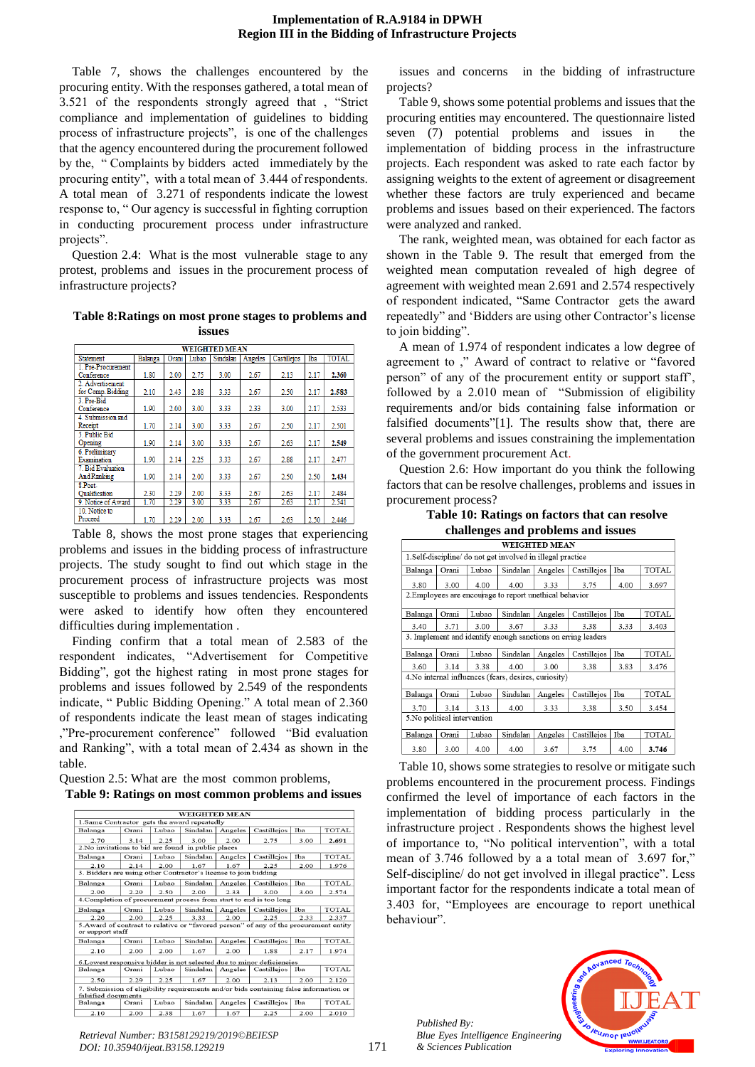Table 7, shows the challenges encountered by the procuring entity. With the responses gathered, a total mean of 3.521 of the respondents strongly agreed that , "Strict compliance and implementation of guidelines to bidding process of infrastructure projects", is one of the challenges that the agency encountered during the procurement followed by the, " Complaints by bidders acted immediately by the procuring entity", with a total mean of 3.444 of respondents. A total mean of 3.271 of respondents indicate the lowest response to, " Our agency is successful in fighting corruption in conducting procurement process under infrastructure projects".

Question 2.4: What is the most vulnerable stage to any protest, problems and issues in the procurement process of infrastructure projects?

**Table 8:Ratings on most prone stages to problems and issues**

| Statement | WEIGHTED MEAN | | | | | | | |
|---|---|---|---|---|---|---|---|---|
| | Balanga | Orani | Lubao | Sindalan | Angeles | Castillejos | Iba | TOTAL |
| 1. Pre-Procurement Conference | 1.80 | 2.00 | 2.75 | 3.00 | 2.67 | 2.13 | 2.17 | **2.360** |
| 2. Advertisement for Comp. Bidding | 2.10 | 2.43 | 2.88 | 3.33 | 2.67 | 2.50 | 2.17 | **2.583** |
| 3. Pre-Bid Conference | 1.90 | 2.00 | 3.00 | 3.33 | 2.33 | 3.00 | 2.17 | 2.533 |
| 4. Submission and Receipt | 1.70 | 2.14 | 3.00 | 3.33 | 2.67 | 2.50 | 2.17 | 2.501 |
| 5. Public Bid Opening | 1.90 | 2.14 | 3.00 | 3.33 | 2.67 | 2.63 | 2.17 | **2.549** |
| 6. Preliminary Examination | 1.90 | 2.14 | 2.25 | 3.33 | 2.67 | 2.88 | 2.17 | 2.477 |
| 7. Bid Evaluation And Ranking | 1.90 | 2.14 | 2.00 | 3.33 | 2.67 | 2.50 | 2.50 | **2.434** |
| 8. Post-Qualification | 2.30 | 2.29 | 2.00 | 3.33 | 2.67 | 2.63 | 2.17 | 2.484 |
| 9. Notice of Award | 1.70 | 2.29 | 3.00 | 3.33 | 2.67 | 2.63 | 2.17 | 2.541 |
| 10. Notice to Proceed | 1.70 | 2.29 | 2.00 | 3.33 | 2.67 | 2.63 | 2.50 | 2.446 |

Table 8, shows the most prone stages that experiencing problems and issues in the bidding process of infrastructure projects. The study sought to find out which stage in the procurement process of infrastructure projects was most susceptible to problems and issues tendencies. Respondents were asked to identify how often they encountered difficulties during implementation .

Finding confirm that a total mean of 2.583 of the respondent indicates, "Advertisement for Competitive Bidding", got the highest rating in most prone stages for problems and issues followed by 2.549 of the respondents indicate, " Public Bidding Opening." A total mean of 2.360 of respondent indicate the least mean of stages indicating ,"Pre-procurement conference" followed "Bid evaluation and Ranking", with a total mean of 2.434 as shown in the table.

Question 2.5: What are the most common problems, issues and concerns in the bidding of infrastructure projects?

**Table 9: Ratings on most common problems and issues**

| WEIGHTED MEAN | | | | | | | |
|---|---|---|---|---|---|---|---|
| **1.Same Contractor gets the award repeatedly** | | | | | | | |
| Balanga | Orani | Lubao | Sindalan | Angeles | Castillejos | Iba | TOTAL |
| 2.70 | 3.14 | 2.25 | 3.00 | 2.00 | 2.75 | 3.00 | 2.691 |
| **2.No invitations to bid are found in public places** | | | | | | | |
| Balanga | Orani | Lubao | Sindalan | Angeles | Castillejos | Iba | TOTAL |
| 2.10 | 2.14 | 2.00 | 1.67 | 1.67 | 2.25 | 2.00 | 1.976 |
| **3. Bidders are using other Contractor's license to join bidding** | | | | | | | |
| Balanga | Orani | Lubao | Sindalan | Angeles | Castillejos | Iba | TOTAL |
| 2.90 | 2.20 | 2.50 | 2.00 | 2.33 | 3.00 | 3.00 | 2.574 |
| **4.Completion of procurement process from start to end is too long** | | | | | | | |
| Balanga | Orani | Lubao | Sindalan | Angeles | Castillejos | Iba | TOTAL |
| 2.20 | 2.00 | 2.25 | 3.33 | 2.00 | 2.25 | 2.33 | 2.337 |
| **5.Award of contract to relative or "favored person" of any of the procurement entity or support staff** | | | | | | | |
| Balanga | Orani | Lubao | Sindalan | Angeles | Castillejos | Iba | TOTAL |
| 2.10 | 2.00 | 2.00 | 1.67 | 2.00 | 1.88 | 2.17 | 1.974 |
| **6.Lowest responsive bidder is not selected due to minor deficiencies** | | | | | | | |
| Balanga | Orani | Lubao | Sindalan | Angeles | Castillejos | Iba | TOTAL |
| 2.50 | 2.29 | 2.25 | 1.67 | 2.00 | 2.13 | 2.00 | 2.120 |
| **7. Submission of eligibility requirements and/or bids containing false information or falsified documents** | | | | | | | |
| Balanga | Orani | Lubao | Sindalan | Angeles | Castillejos | Iba | TOTAL |
| 2.10 | 2.00 | 2.38 | 1.67 | 1.67 | 2.25 | 2.00 | 2.010 |

Table 9, shows some potential problems and issues that the procuring entities may encountered. The questionnaire listed seven (7) potential problems and issues in the implementation of bidding process in the infrastructure projects. Each respondent was asked to rate each factor by assigning weights to the extent of agreement or disagreement whether these factors are truly experienced and became problems and issues based on their experienced. The factors were analyzed and ranked.

The rank, weighted mean, was obtained for each factor as shown in the Table 9. The result that emerged from the weighted mean computation revealed of high degree of agreement with weighted mean 2.691 and 2.574 respectively of respondent indicated, "Same Contractor gets the award repeatedly" and 'Bidders are using other Contractor's license to join bidding".

A mean of 1.974 of respondent indicates a low degree of agreement to ," Award of contract to relative or "favored person" of any of the procurement entity or support staff", followed by a 2.010 mean of "Submission of eligibility requirements and/or bids containing false information or falsified documents"[1]. The results show that, there are several problems and issues constraining the implementation of the government procurement Act.

Question 2.6: How important do you think the following factors that can be resolve challenges, problems and issues in procurement process?

**Table 10: Ratings on factors that can resolve challenges and problems and issues**

| WEIGHTED MEAN | | | | | | | |
|---|---|---|---|---|---|---|---|
| **1.Self-discipline/ do not get involved in illegal practice** | | | | | | | |
| Balanga | Orani | Lubao | Sindalan | Angeles | Castillejos | Iba | TOTAL |
| 3.80 | 3.00 | 4.00 | 4.00 | 3.33 | 3.75 | 4.00 | 3.697 |
| **2.Employees are encourage to report unethical behavior** | | | | | | | |
| Balanga | Orani | Lubao | Sindalan | Angeles | Castillejos | Iba | TOTAL |
| 3.40 | 3.71 | 3.00 | 3.67 | 3.33 | 3.38 | 3.33 | 3.403 |
| **3. Implement and identify enough sanctions on erring leaders** | | | | | | | |
| Balanga | Orani | Lubao | Sindalan | Angeles | Castillejos | Iba | TOTAL |
| 3.60 | 3.14 | 3.38 | 4.00 | 3.00 | 3.38 | 3.83 | 3.476 |
| **4.No internal influences (fears, desires, curiosity)** | | | | | | | |
| Balanga | Orani | Lubao | Sindalan | Angeles | Castillejos | Iba | TOTAL |
| 3.70 | 3.14 | 3.13 | 4.00 | 3.33 | 3.38 | 3.50 | 3.454 |
| **5.No political intervention** | | | | | | | |
| Balanga | Orani | Lubao | Sindalan | Angeles | Castillejos | Iba | TOTAL |
| 3.80 | 3.00 | 4.00 | 4.00 | 3.67 | 3.75 | 4.00 | **3.746** |

Table 10, shows some strategies to resolve or mitigate such problems encountered in the procurement process. Findings confirmed the level of importance of each factors in the implementation of bidding process particularly in the infrastructure project . Respondents shows the highest level of importance to, "No political intervention", with a total mean of 3.746 followed by a a total mean of 3.697 for," Self-discipline/ do not get involved in illegal practice". Less important factor for the respondents indicate a total mean of 3.403 for, "Employees are encourage to report unethical behaviour".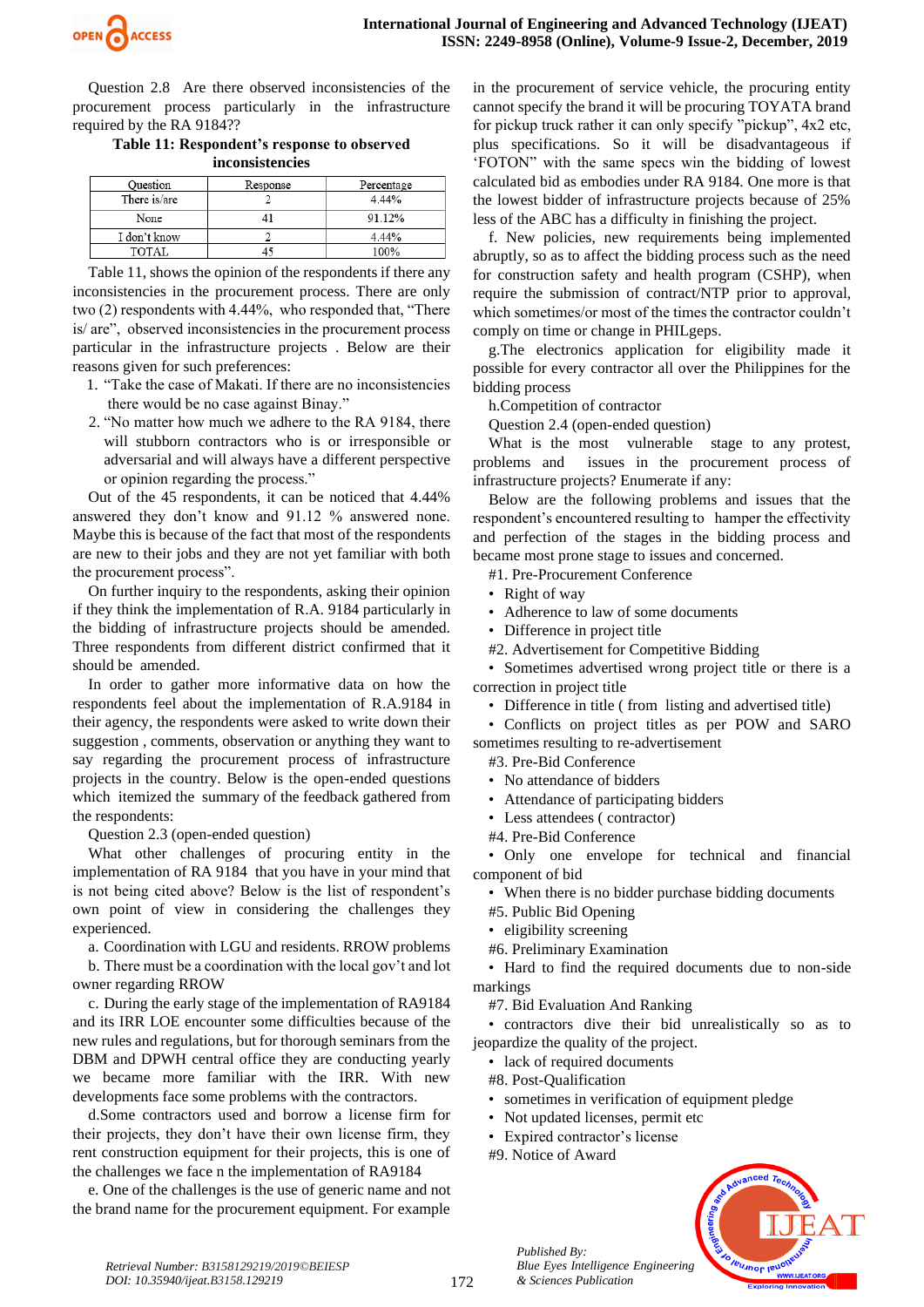Question 2.8 Are there observed inconsistencies of the procurement process particularly in the infrastructure required by the RA 9184??

**Table 11: Respondent's response to observed inconsistencies**

| Question | Response | Percentage |
|---|---|---|
| There is/are | 2 | 4.44% |
| None | 41 | 91.12% |
| I don't know | 2 | 4.44% |
| TOTAL | 45 | 100% |

Table 11, shows the opinion of the respondents if there any inconsistencies in the procurement process. There are only two (2) respondents with 4.44%, who responded that, "There is/ are", observed inconsistencies in the procurement process particular in the infrastructure projects . Below are their reasons given for such preferences:

1. "Take the case of Makati. If there are no inconsistencies there would be no case against Binay."
2. "No matter how much we adhere to the RA 9184, there will stubborn contractors who is or irresponsible or adversarial and will always have a different perspective or opinion regarding the process."

Out of the 45 respondents, it can be noticed that 4.44% answered they don't know and 91.12 % answered none. Maybe this is because of the fact that most of the respondents are new to their jobs and they are not yet familiar with both the procurement process".

On further inquiry to the respondents, asking their opinion if they think the implementation of R.A. 9184 particularly in the bidding of infrastructure projects should be amended. Three respondents from different district confirmed that it should be amended.

In order to gather more informative data on how the respondents feel about the implementation of R.A.9184 in their agency, the respondents were asked to write down their suggestion , comments, observation or anything they want to say regarding the procurement process of infrastructure projects in the country. Below is the open-ended questions which itemized the summary of the feedback gathered from the respondents:

Question 2.3 (open-ended question)

What other challenges of procuring entity in the implementation of RA 9184 that you have in your mind that is not being cited above? Below is the list of respondent's own point of view in considering the challenges they experienced.

a. Coordination with LGU and residents. RROW problems

b. There must be a coordination with the local gov't and lot owner regarding RROW

c. During the early stage of the implementation of RA9184 and its IRR LOE encounter some difficulties because of the new rules and regulations, but for thorough seminars from the DBM and DPWH central office they are conducting yearly we became more familiar with the IRR. With new developments face some problems with the contractors.

d.Some contractors used and borrow a license firm for their projects, they don't have their own license firm, they rent construction equipment for their projects, this is one of the challenges we face n the implementation of RA9184

e. One of the challenges is the use of generic name and not the brand name for the procurement equipment. For example in the procurement of service vehicle, the procuring entity cannot specify the brand it will be procuring TOYATA brand for pickup truck rather it can only specify "pickup", 4x2 etc, plus specifications. So it will be disadvantageous if 'FOTON" with the same specs win the bidding of lowest calculated bid as embodies under RA 9184. One more is that the lowest bidder of infrastructure projects because of 25% less of the ABC has a difficulty in finishing the project.

f. New policies, new requirements being implemented abruptly, so as to affect the bidding process such as the need for construction safety and health program (CSHP), when require the submission of contract/NTP prior to approval, which sometimes/or most of the times the contractor couldn't comply on time or change in PHILgeps.

g.The electronics application for eligibility made it possible for every contractor all over the Philippines for the bidding process

h.Competition of contractor

Question 2.4 (open-ended question)

What is the most vulnerable stage to any protest, problems and issues in the procurement process of infrastructure projects? Enumerate if any:

Below are the following problems and issues that the respondent's encountered resulting to hamper the effectivity and perfection of the stages in the bidding process and became most prone stage to issues and concerned.

#1. Pre-Procurement Conference

- Right of way
- Adherence to law of some documents
- Difference in project title

#2. Advertisement for Competitive Bidding

- Sometimes advertised wrong project title or there is a correction in project title
- Difference in title ( from listing and advertised title)
- Conflicts on project titles as per POW and SARO sometimes resulting to re-advertisement

#3. Pre-Bid Conference

- No attendance of bidders
- Attendance of participating bidders
- Less attendees ( contractor)

#4. Pre-Bid Conference

- Only one envelope for technical and financial component of bid
- When there is no bidder purchase bidding documents

#5. Public Bid Opening

- eligibility screening

#6. Preliminary Examination

- Hard to find the required documents due to non-side markings

#7. Bid Evaluation And Ranking

- contractors dive their bid unrealistically so as to jeopardize the quality of the project.
- lack of required documents

#8. Post-Qualification

- sometimes in verification of equipment pledge
- Not updated licenses, permit etc
- Expired contractor's license

#9. Notice of Award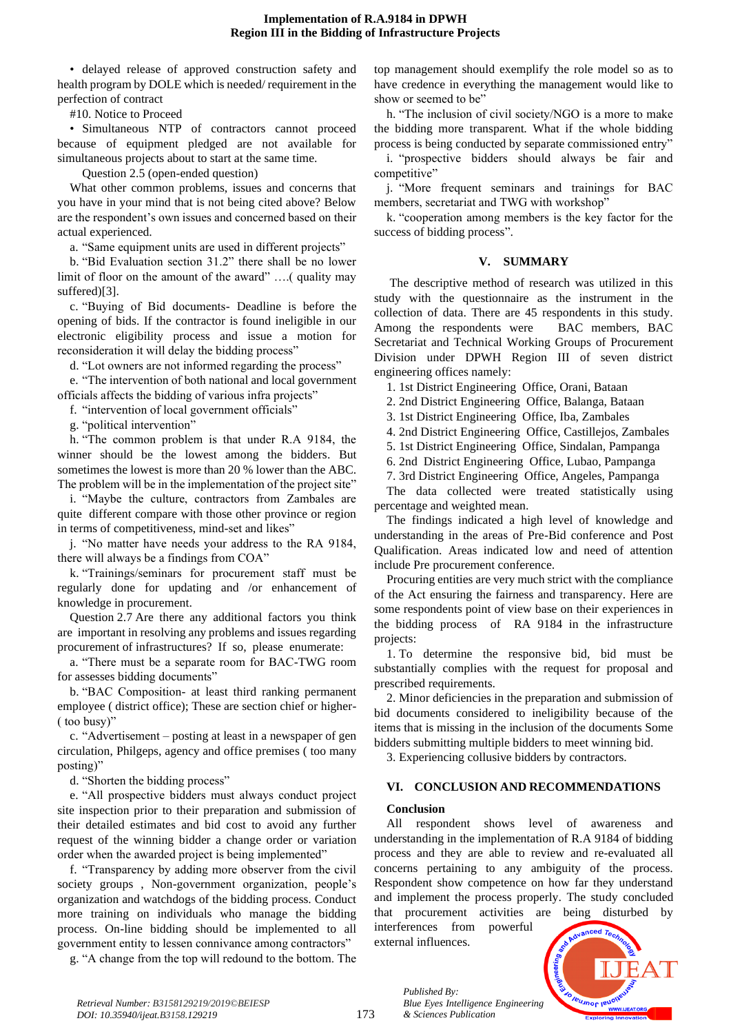• delayed release of approved construction safety and health program by DOLE which is needed/ requirement in the perfection of contract

#10. Notice to Proceed

• Simultaneous NTP of contractors cannot proceed because of equipment pledged are not available for simultaneous projects about to start at the same time.

Question 2.5 (open-ended question)

What other common problems, issues and concerns that you have in your mind that is not being cited above? Below are the respondent's own issues and concerned based on their actual experienced.

a. "Same equipment units are used in different projects"

b. "Bid Evaluation section 31.2" there shall be no lower limit of floor on the amount of the award" ….( quality may suffered)[3].

c. "Buying of Bid documents- Deadline is before the opening of bids. If the contractor is found ineligible in our electronic eligibility process and issue a motion for reconsideration it will delay the bidding process"

d. "Lot owners are not informed regarding the process"

e. "The intervention of both national and local government officials affects the bidding of various infra projects"

f. "intervention of local government officials"

g. "political intervention"

h. "The common problem is that under R.A 9184, the winner should be the lowest among the bidders. But sometimes the lowest is more than 20 % lower than the ABC. The problem will be in the implementation of the project site"

i. "Maybe the culture, contractors from Zambales are quite different compare with those other province or region in terms of competitiveness, mind-set and likes"

j. "No matter have needs your address to the RA 9184, there will always be a findings from COA"

k. "Trainings/seminars for procurement staff must be regularly done for updating and /or enhancement of knowledge in procurement.

Question 2.7 Are there any additional factors you think are important in resolving any problems and issues regarding procurement of infrastructures? If so, please enumerate:

a. "There must be a separate room for BAC-TWG room for assesses bidding documents"

b. "BAC Composition- at least third ranking permanent employee ( district office); These are section chief or higher- ( too busy)"

c. "Advertisement – posting at least in a newspaper of gen circulation, Philgeps, agency and office premises ( too many posting)"

d. "Shorten the bidding process"

e. "All prospective bidders must always conduct project site inspection prior to their preparation and submission of their detailed estimates and bid cost to avoid any further request of the winning bidder a change order or variation order when the awarded project is being implemented"

f. "Transparency by adding more observer from the civil society groups , Non-government organization, people's organization and watchdogs of the bidding process. Conduct more training on individuals who manage the bidding process. On-line bidding should be implemented to all government entity to lessen connivance among contractors"

g. "A change from the top will redound to the bottom. The top management should exemplify the role model so as to have credence in everything the management would like to show or seemed to be"

h. "The inclusion of civil society/NGO is a more to make the bidding more transparent. What if the whole bidding process is being conducted by separate commissioned entry"

i. "prospective bidders should always be fair and competitive"

j. "More frequent seminars and trainings for BAC members, secretariat and TWG with workshop"

k. "cooperation among members is the key factor for the success of bidding process".

## V. SUMMARY

The descriptive method of research was utilized in this study with the questionnaire as the instrument in the collection of data. There are 45 respondents in this study. Among the respondents were BAC members, BAC Secretariat and Technical Working Groups of Procurement Division under DPWH Region III of seven district engineering offices namely:

1. 1st District Engineering Office, Orani, Bataan
2. 2nd District Engineering Office, Balanga, Bataan
3. 1st District Engineering Office, Iba, Zambales
4. 2nd District Engineering Office, Castillejos, Zambales
5. 1st District Engineering Office, Sindalan, Pampanga
6. 2nd District Engineering Office, Lubao, Pampanga
7. 3rd District Engineering Office, Angeles, Pampanga

The data collected were treated statistically using percentage and weighted mean.

The findings indicated a high level of knowledge and understanding in the areas of Pre-Bid conference and Post Qualification. Areas indicated low and need of attention include Pre procurement conference.

Procuring entities are very much strict with the compliance of the Act ensuring the fairness and transparency. Here are some respondents point of view base on their experiences in the bidding process of RA 9184 in the infrastructure projects:

1. To determine the responsive bid, bid must be substantially complies with the request for proposal and prescribed requirements.
2. Minor deficiencies in the preparation and submission of bid documents considered to ineligibility because of the items that is missing in the inclusion of the documents Some bidders submitting multiple bidders to meet winning bid.
3. Experiencing collusive bidders by contractors.

## VI. CONCLUSION AND RECOMMENDATIONS

### Conclusion

All respondent shows level of awareness and understanding in the implementation of R.A 9184 of bidding process and they are able to review and re-evaluated all concerns pertaining to any ambiguity of the process. Respondent show competence on how far they understand and implement the process properly. The study concluded that procurement activities are being disturbed by interferences from powerful external influences.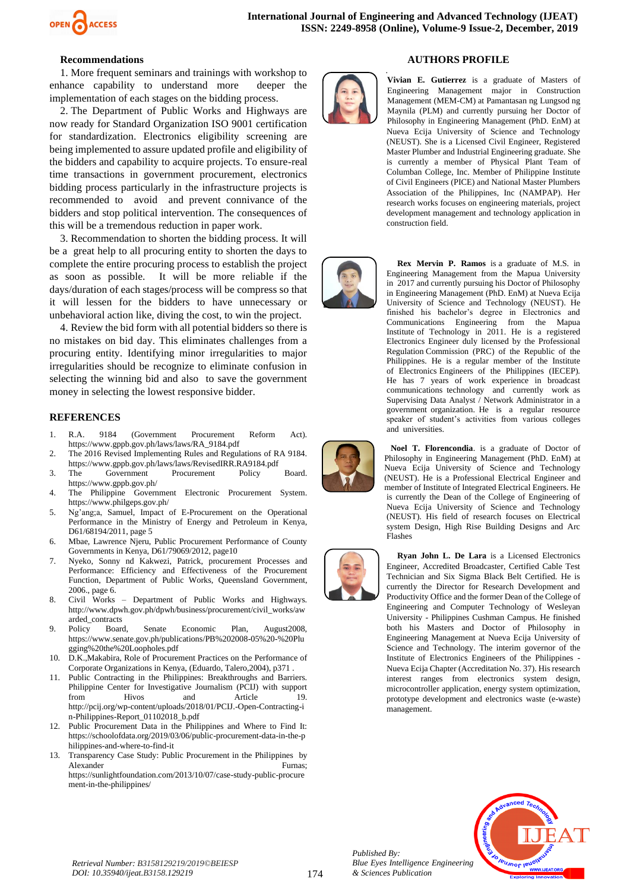### Recommendations

1. More frequent seminars and trainings with workshop to enhance capability to understand more deeper the implementation of each stages on the bidding process.

2. The Department of Public Works and Highways are now ready for Standard Organization ISO 9001 certification for standardization. Electronics eligibility screening are being implemented to assure updated profile and eligibility of the bidders and capability to acquire projects. To ensure-real time transactions in government procurement, electronics bidding process particularly in the infrastructure projects is recommended to avoid and prevent connivance of the bidders and stop political intervention. The consequences of this will be a tremendous reduction in paper work.

3. Recommendation to shorten the bidding process. It will be a great help to all procuring entity to shorten the days to complete the entire procuring process to establish the project as soon as possible. It will be more reliable if the days/duration of each stages/process will be compress so that it will lessen for the bidders to have unnecessary or unbehavioral action like, diving the cost, to win the project.

4. Review the bid form with all potential bidders so there is no mistakes on bid day. This eliminates challenges from a procuring entity. Identifying minor irregularities to major irregularities should be recognize to eliminate confusion in selecting the winning bid and also to save the government money in selecting the lowest responsive bidder.

## REFERENCES

1. R.A. 9184 (Government Procurement Reform Act). https://www.gppb.gov.ph/laws/laws/RA_9184.pdf
2. The 2016 Revised Implementing Rules and Regulations of RA 9184. https://www.gppb.gov.ph/laws/laws/RevisedIRR.RA9184.pdf
3. The Government Procurement Policy Board. https://www.gppb.gov.ph/
4. The Philippine Government Electronic Procurement System. https://www.philgeps.gov.ph/
5. Ng'ang;a, Samuel, Impact of E-Procurement on the Operational Performance in the Ministry of Energy and Petroleum in Kenya, D61/68194/2011, page 5
6. Mbae, Lawrence Njeru, Public Procurement Performance of County Governments in Kenya, D61/79069/2012, page10
7. Nyeko, Sonny nd Kakwezi, Patrick, procurement Processes and Performance: Efficiency and Effectiveness of the Procurement Function, Department of Public Works, Queensland Government, 2006., page 6.
8. Civil Works – Department of Public Works and Highways. http://www.dpwh.gov.ph/dpwh/business/procurement/civil_works/awarded_contracts
9. Policy Board, Senate Economic Plan, August2008, https://www.senate.gov.ph/publications/PB%202008-05%20-%20Plugging%20the%20Loopholes.pdf
10. D.K.,Makabira, Role of Procurement Practices on the Performance of Corporate Organizations in Kenya, (Eduardo, Talero,2004), p371 .
11. Public Contracting in the Philippines: Breakthroughs and Barriers. Philippine Center for Investigative Journalism (PCIJ) with support from Hivos and Article 19. http://pcij.org/wp-content/uploads/2018/01/PCIJ.-Open-Contracting-in-Philippines-Report_01102018_b.pdf
12. Public Procurement Data in the Philippines and Where to Find It: https://schoolofdata.org/2019/03/06/public-procurement-data-in-the-philippines-and-where-to-find-it/
13. Transparency Case Study: Public Procurement in the Philippines by Alexander Furnas; https://sunlightfoundation.com/2013/10/07/case-study-public-procurement-in-the-philippines/

## AUTHORS PROFILE

**Vivian E. Gutierrez** is a graduate of Masters of Engineering Management major in Construction Management (MEM-CM) at Pamantasan ng Lungsod ng Maynila (PLM) and currently pursuing her Doctor of Philosophy in Engineering Management (PhD. EnM) at Nueva Ecija University of Science and Technology (NEUST). She is a Licensed Civil Engineer, Registered Master Plumber and Industrial Engineering graduate. She is currently a member of Physical Plant Team of Columban College, Inc. Member of Philippine Institute of Civil Engineers (PICE) and National Master Plumbers Association of the Philippines, Inc (NAMPAP). Her research works focuses on engineering materials, project development management and technology application in construction field.

**Rex Mervin P. Ramos** is a graduate of M.S. in Engineering Management from the Mapua University in 2017 and currently pursuing his Doctor of Philosophy in Engineering Management (PhD. EnM) at Nueva Ecija University of Science and Technology (NEUST). He finished his bachelor's degree in Electronics and Communications Engineering from the Mapua Institute of Technology in 2011. He is a registered Electronics Engineer duly licensed by the Professional Regulation Commission (PRC) of the Republic of the Philippines. He is a regular member of the Institute of Electronics Engineers of the Philippines (IECEP). He has 7 years of work experience in broadcast communications technology and currently work as Supervising Data Analyst / Network Administrator in a government organization. He is a regular resource speaker of student's activities from various colleges and universities.

**Noel T. Florencondia**. is a graduate of Doctor of Philosophy in Engineering Management (PhD. EnM) at Nueva Ecija University of Science and Technology (NEUST). He is a Professional Electrical Engineer and member of Institute of Integrated Electrical Engineers. He is currently the Dean of the College of Engineering of Nueva Ecija University of Science and Technology (NEUST). His field of research focuses on Electrical system Design, High Rise Building Designs and Arc Flashes

**Ryan John L. De Lara** is a Licensed Electronics Engineer, Accredited Broadcaster, Certified Cable Test Technician and Six Sigma Black Belt Certified. He is currently the Director for Research Development and Productivity Office and the former Dean of the College of Engineering and Computer Technology of Wesleyan University - Philippines Cushman Campus. He finished both his Masters and Doctor of Philosophy in Engineering Management at Nueva Ecija University of Science and Technology. The interim governor of the Institute of Electronics Engineers of the Philippines - Nueva Ecija Chapter (Accreditation No. 37). His research interest ranges from electronics system design, microcontroller application, energy system optimization, prototype development and electronics waste (e-waste) management.